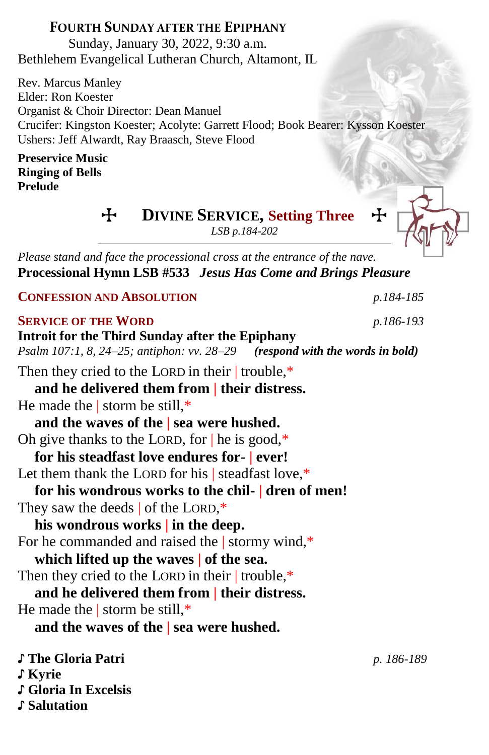# FOURTH SUNDAY AFTER THE EPIPHANY

Sunday, January 30, 2022, 9:30 a.m.
Bethlehem Evangelical Lutheran Church, Altamont, IL

Rev. Marcus Manley
Elder: Ron Koester
Organist & Choir Director: Dean Manuel
Crucifer: Kingston Koester; Acolyte: Garrett Flood; Book Bearer: Kysson Koester
Ushers: Jeff Alwardt, Ray Braasch, Steve Flood

**Preservice Music**
**Ringing of Bells**
**Prelude**

## ✠ DIVINE SERVICE, Setting Three ✠

*LSB p.184-202*

---

*Please stand and face the processional cross at the entrance of the nave.*
**Processional Hymn LSB #533** ***Jesus Has Come and Brings Pleasure***

### CONFESSION AND ABSOLUTION — *p.184-185*

### SERVICE OF THE WORD — *p.186-193*

**Introit for the Third Sunday after the Epiphany**
*Psalm 107:1, 8, 24–25; antiphon: vv. 28–29* ***(respond with the words in bold)***

Then they cried to the LORD in their | trouble,*
**and he delivered them from | their distress.**
He made the | storm be still,*
**and the waves of the | sea were hushed.**
Oh give thanks to the LORD, for | he is good,*
**for his steadfast love endures for- | ever!**
Let them thank the LORD for his | steadfast love,*
**for his wondrous works to the chil- | dren of men!**
They saw the deeds | of the LORD,*
**his wondrous works | in the deep.**
For he commanded and raised the | stormy wind,*
**which lifted up the waves | of the sea.**
Then they cried to the LORD in their | trouble,*
**and he delivered them from | their distress.**
He made the | storm be still,*
**and the waves of the | sea were hushed.**

♪ **The Gloria Patri** — *p. 186-189*
♪ **Kyrie**
♪ **Gloria In Excelsis**
♪ **Salutation**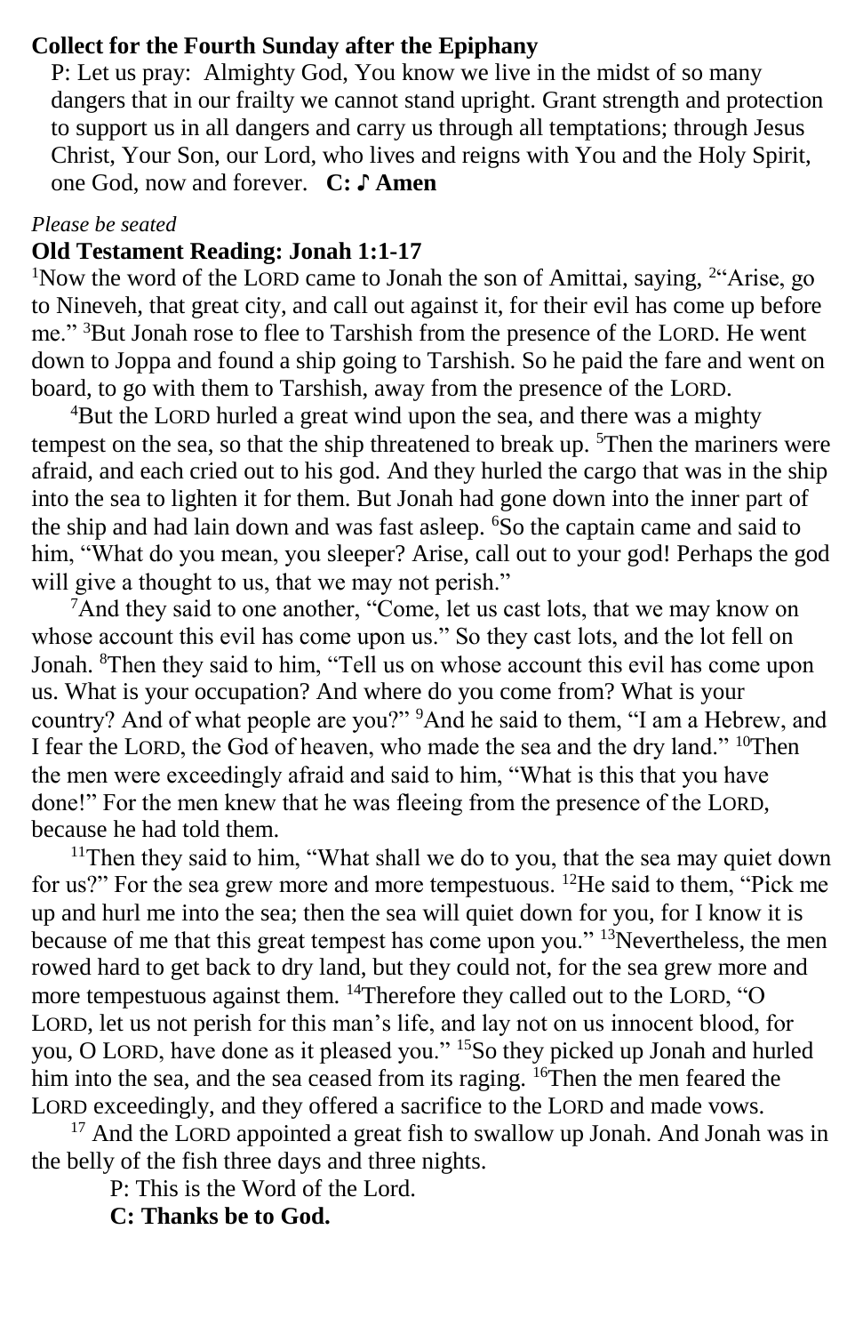**Collect for the Fourth Sunday after the Epiphany**

P: Let us pray: Almighty God, You know we live in the midst of so many dangers that in our frailty we cannot stand upright. Grant strength and protection to support us in all dangers and carry us through all temptations; through Jesus Christ, Your Son, our Lord, who lives and reigns with You and the Holy Spirit, one God, now and forever. **C: ♪ Amen**

*Please be seated*

**Old Testament Reading: Jonah 1:1-17**

[1]Now the word of the LORD came to Jonah the son of Amittai, saying, [2]"Arise, go to Nineveh, that great city, and call out against it, for their evil has come up before me." [3]But Jonah rose to flee to Tarshish from the presence of the LORD. He went down to Joppa and found a ship going to Tarshish. So he paid the fare and went on board, to go with them to Tarshish, away from the presence of the LORD.

[4]But the LORD hurled a great wind upon the sea, and there was a mighty tempest on the sea, so that the ship threatened to break up. [5]Then the mariners were afraid, and each cried out to his god. And they hurled the cargo that was in the ship into the sea to lighten it for them. But Jonah had gone down into the inner part of the ship and had lain down and was fast asleep. [6]So the captain came and said to him, "What do you mean, you sleeper? Arise, call out to your god! Perhaps the god will give a thought to us, that we may not perish."

[7]And they said to one another, "Come, let us cast lots, that we may know on whose account this evil has come upon us." So they cast lots, and the lot fell on Jonah. [8]Then they said to him, "Tell us on whose account this evil has come upon us. What is your occupation? And where do you come from? What is your country? And of what people are you?" [9]And he said to them, "I am a Hebrew, and I fear the LORD, the God of heaven, who made the sea and the dry land." [10]Then the men were exceedingly afraid and said to him, "What is this that you have done!" For the men knew that he was fleeing from the presence of the LORD, because he had told them.

[11]Then they said to him, "What shall we do to you, that the sea may quiet down for us?" For the sea grew more and more tempestuous. [12]He said to them, "Pick me up and hurl me into the sea; then the sea will quiet down for you, for I know it is because of me that this great tempest has come upon you." [13]Nevertheless, the men rowed hard to get back to dry land, but they could not, for the sea grew more and more tempestuous against them. [14]Therefore they called out to the LORD, "O LORD, let us not perish for this man's life, and lay not on us innocent blood, for you, O LORD, have done as it pleased you." [15]So they picked up Jonah and hurled him into the sea, and the sea ceased from its raging. [16]Then the men feared the LORD exceedingly, and they offered a sacrifice to the LORD and made vows.

[17] And the LORD appointed a great fish to swallow up Jonah. And Jonah was in the belly of the fish three days and three nights.

P: This is the Word of the Lord.

**C: Thanks be to God.**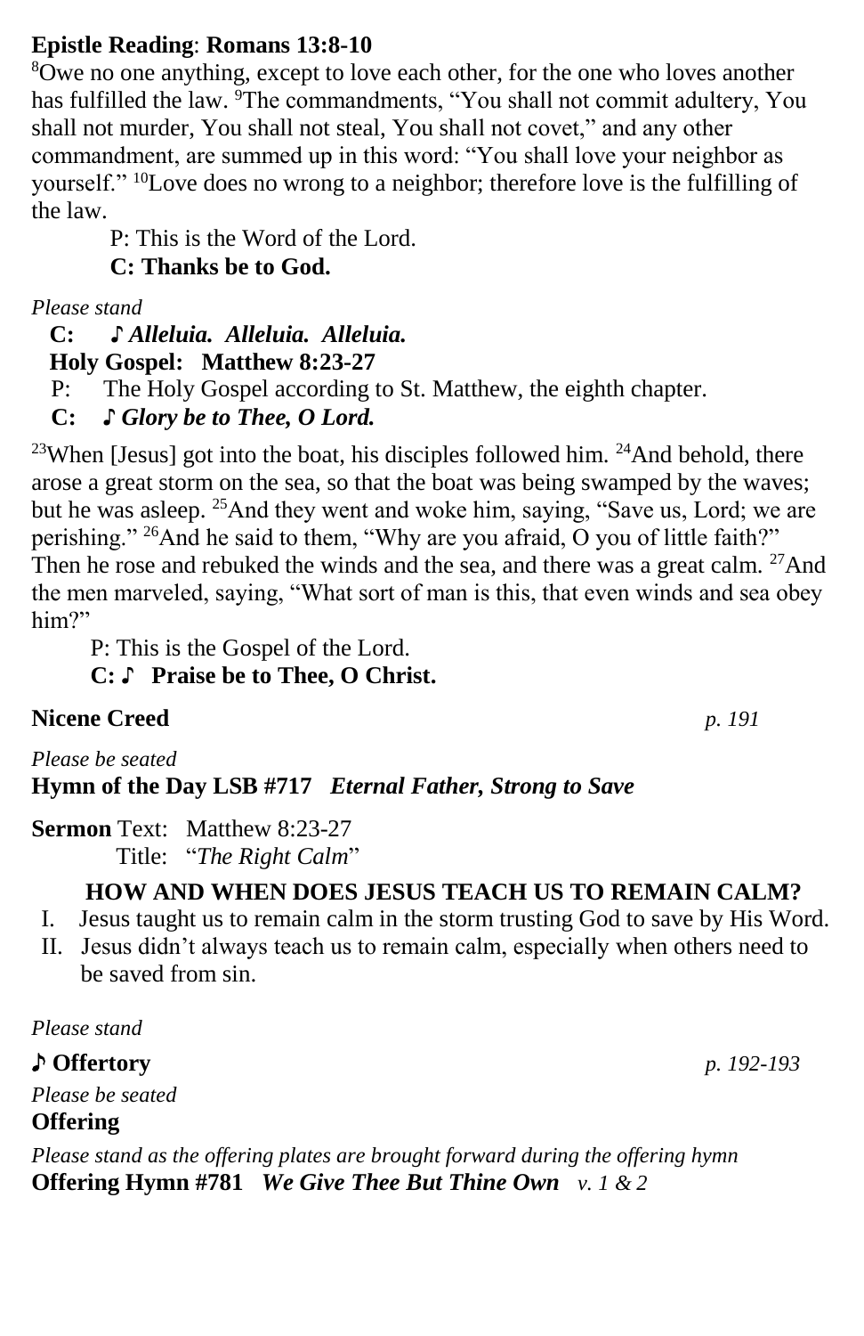**Epistle Reading**: **Romans 13:8-10**

[8]Owe no one anything, except to love each other, for the one who loves another has fulfilled the law. [9]The commandments, "You shall not commit adultery, You shall not murder, You shall not steal, You shall not covet," and any other commandment, are summed up in this word: "You shall love your neighbor as yourself." [10]Love does no wrong to a neighbor; therefore love is the fulfilling of the law.

P: This is the Word of the Lord.

**C: Thanks be to God.**

*Please stand*

**C:** ♪ ***Alleluia. Alleluia. Alleluia.***

**Holy Gospel: Matthew 8:23-27**

P: The Holy Gospel according to St. Matthew, the eighth chapter.

**C:** ♪ ***Glory be to Thee, O Lord.***

[23]When [Jesus] got into the boat, his disciples followed him. [24]And behold, there arose a great storm on the sea, so that the boat was being swamped by the waves; but he was asleep. [25]And they went and woke him, saying, "Save us, Lord; we are perishing." [26]And he said to them, "Why are you afraid, O you of little faith?" Then he rose and rebuked the winds and the sea, and there was a great calm. [27]And the men marveled, saying, "What sort of man is this, that even winds and sea obey him?"

P: This is the Gospel of the Lord.

**C: ♪ Praise be to Thee, O Christ.**

**Nicene Creed** *p. 191*

*Please be seated*

**Hymn of the Day LSB #717** ***Eternal Father, Strong to Save***

**Sermon** Text: Matthew 8:23-27

Title: "*The Right Calm*"

**HOW AND WHEN DOES JESUS TEACH US TO REMAIN CALM?**

I. Jesus taught us to remain calm in the storm trusting God to save by His Word.
II. Jesus didn't always teach us to remain calm, especially when others need to be saved from sin.

*Please stand*

**♪ Offertory** *p. 192-193*

*Please be seated*

**Offering**

*Please stand as the offering plates are brought forward during the offering hymn*

**Offering Hymn #781** ***We Give Thee But Thine Own*** *v. 1 & 2*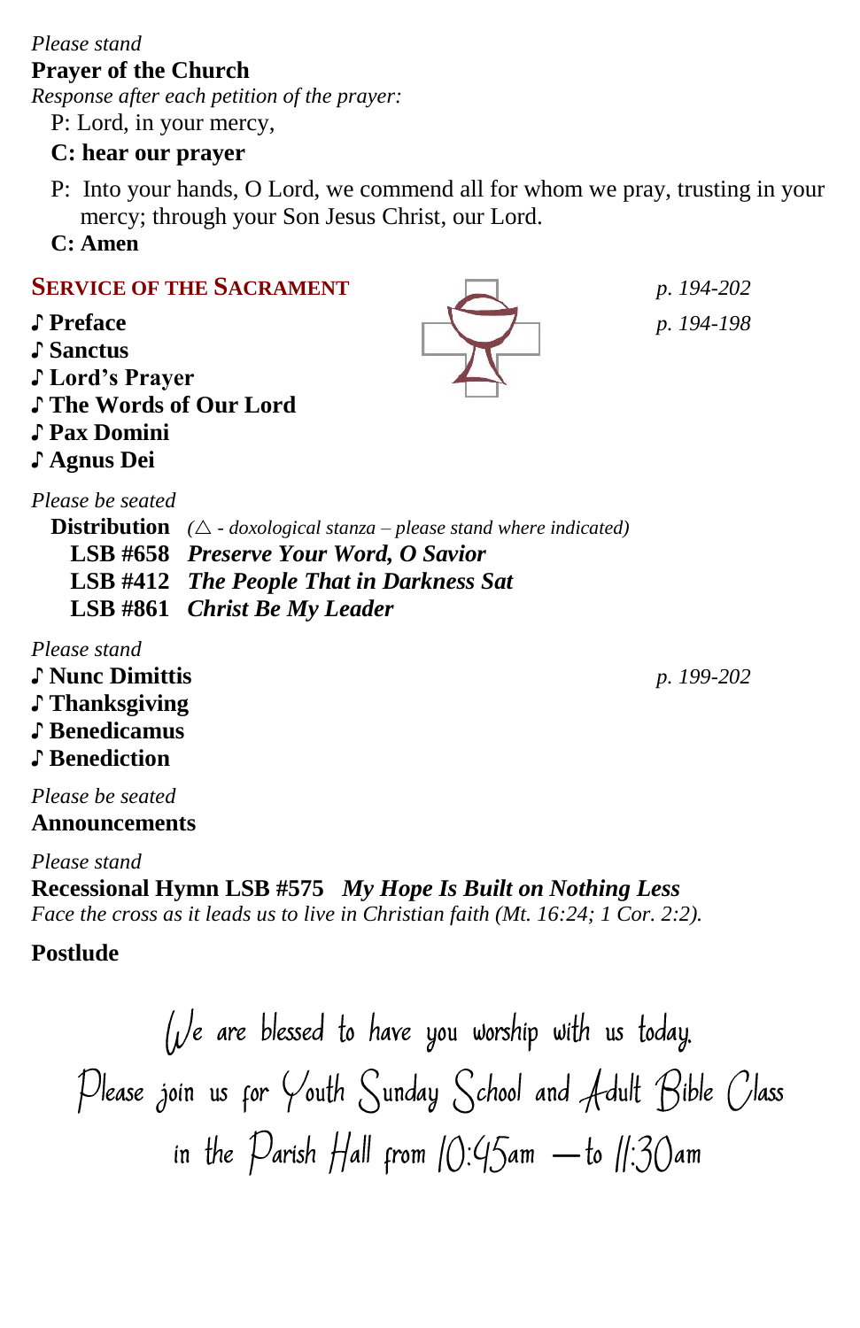*Please stand*

**Prayer of the Church**

*Response after each petition of the prayer:*

P: Lord, in your mercy,

**C: hear our prayer**

P: Into your hands, O Lord, we commend all for whom we pray, trusting in your mercy; through your Son Jesus Christ, our Lord.

**C: Amen**

## SERVICE OF THE SACRAMENT *p. 194-202*

♪ **Preface** *p. 194-198*

♪ **Sanctus**

♪ **Lord's Prayer**

♪ **The Words of Our Lord**

♪ **Pax Domini**

♪ **Agnus Dei**

*Please be seated*

**Distribution** *(△ - doxological stanza – please stand where indicated)*

**LSB #658** ***Preserve Your Word, O Savior***

**LSB #412** ***The People That in Darkness Sat***

**LSB #861** ***Christ Be My Leader***

*Please stand*

♪ **Nunc Dimittis** *p. 199-202*

♪ **Thanksgiving**

♪ **Benedicamus**

♪ **Benediction**

*Please be seated*

**Announcements**

*Please stand*

**Recessional Hymn LSB #575** ***My Hope Is Built on Nothing Less***

*Face the cross as it leads us to live in Christian faith (Mt. 16:24; 1 Cor. 2:2).*

**Postlude**

We are blessed to have you worship with us today.
Please join us for Youth Sunday School and Adult Bible Class
in the Parish Hall from 10:45am —to 11:30am